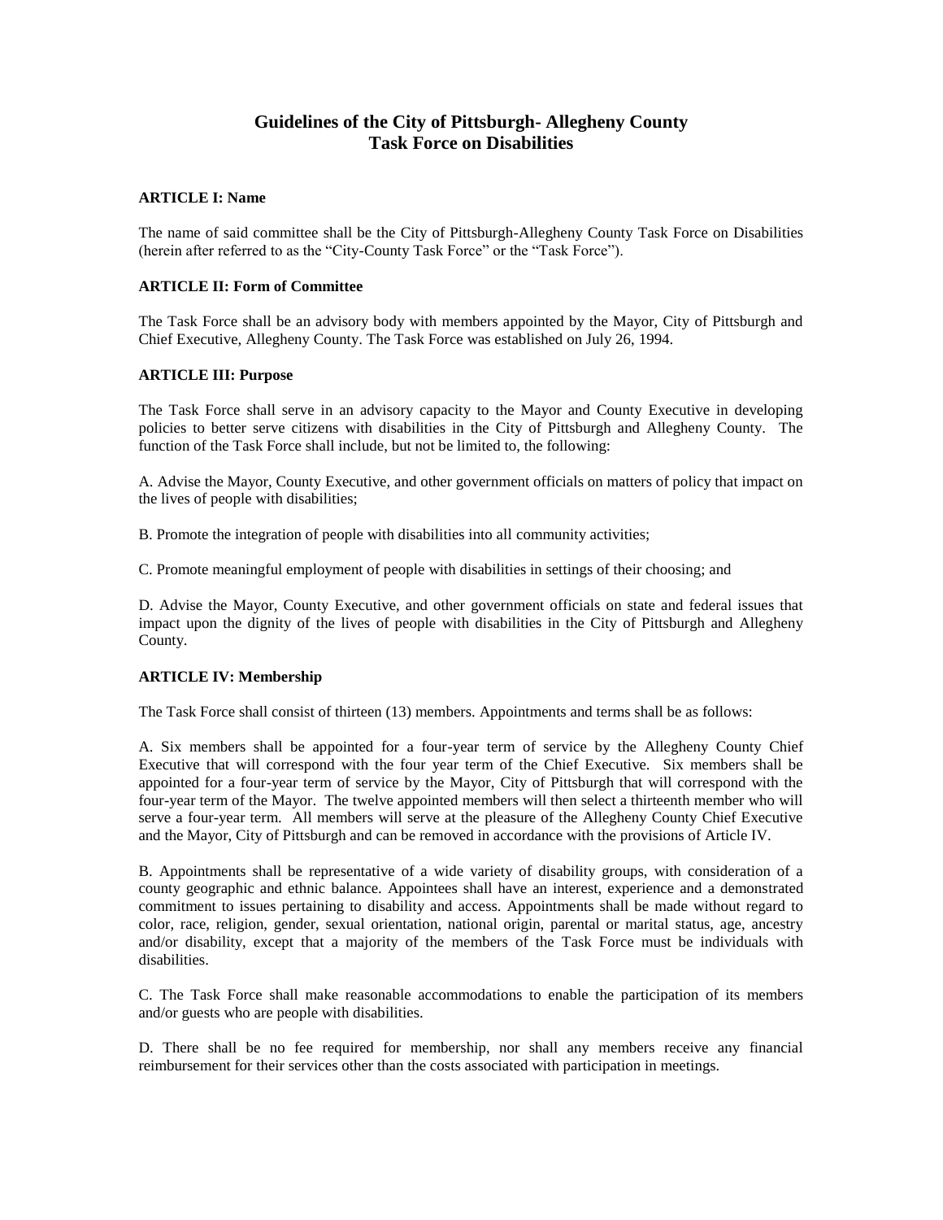# Guidelines of the City of Pittsburgh- Allegheny County Task Force on Disabilities

**ARTICLE I: Name**

The name of said committee shall be the City of Pittsburgh-Allegheny County Task Force on Disabilities (herein after referred to as the "City-County Task Force" or the "Task Force").

**ARTICLE II: Form of Committee**

The Task Force shall be an advisory body with members appointed by the Mayor, City of Pittsburgh and Chief Executive, Allegheny County. The Task Force was established on July 26, 1994.

**ARTICLE III: Purpose**

The Task Force shall serve in an advisory capacity to the Mayor and County Executive in developing policies to better serve citizens with disabilities in the City of Pittsburgh and Allegheny County. The function of the Task Force shall include, but not be limited to, the following:

A. Advise the Mayor, County Executive, and other government officials on matters of policy that impact on the lives of people with disabilities;

B. Promote the integration of people with disabilities into all community activities;

C. Promote meaningful employment of people with disabilities in settings of their choosing; and

D. Advise the Mayor, County Executive, and other government officials on state and federal issues that impact upon the dignity of the lives of people with disabilities in the City of Pittsburgh and Allegheny County.

**ARTICLE IV: Membership**

The Task Force shall consist of thirteen (13) members. Appointments and terms shall be as follows:

A. Six members shall be appointed for a four-year term of service by the Allegheny County Chief Executive that will correspond with the four year term of the Chief Executive. Six members shall be appointed for a four-year term of service by the Mayor, City of Pittsburgh that will correspond with the four-year term of the Mayor. The twelve appointed members will then select a thirteenth member who will serve a four-year term. All members will serve at the pleasure of the Allegheny County Chief Executive and the Mayor, City of Pittsburgh and can be removed in accordance with the provisions of Article IV.

B. Appointments shall be representative of a wide variety of disability groups, with consideration of a county geographic and ethnic balance. Appointees shall have an interest, experience and a demonstrated commitment to issues pertaining to disability and access. Appointments shall be made without regard to color, race, religion, gender, sexual orientation, national origin, parental or marital status, age, ancestry and/or disability, except that a majority of the members of the Task Force must be individuals with disabilities.

C. The Task Force shall make reasonable accommodations to enable the participation of its members and/or guests who are people with disabilities.

D. There shall be no fee required for membership, nor shall any members receive any financial reimbursement for their services other than the costs associated with participation in meetings.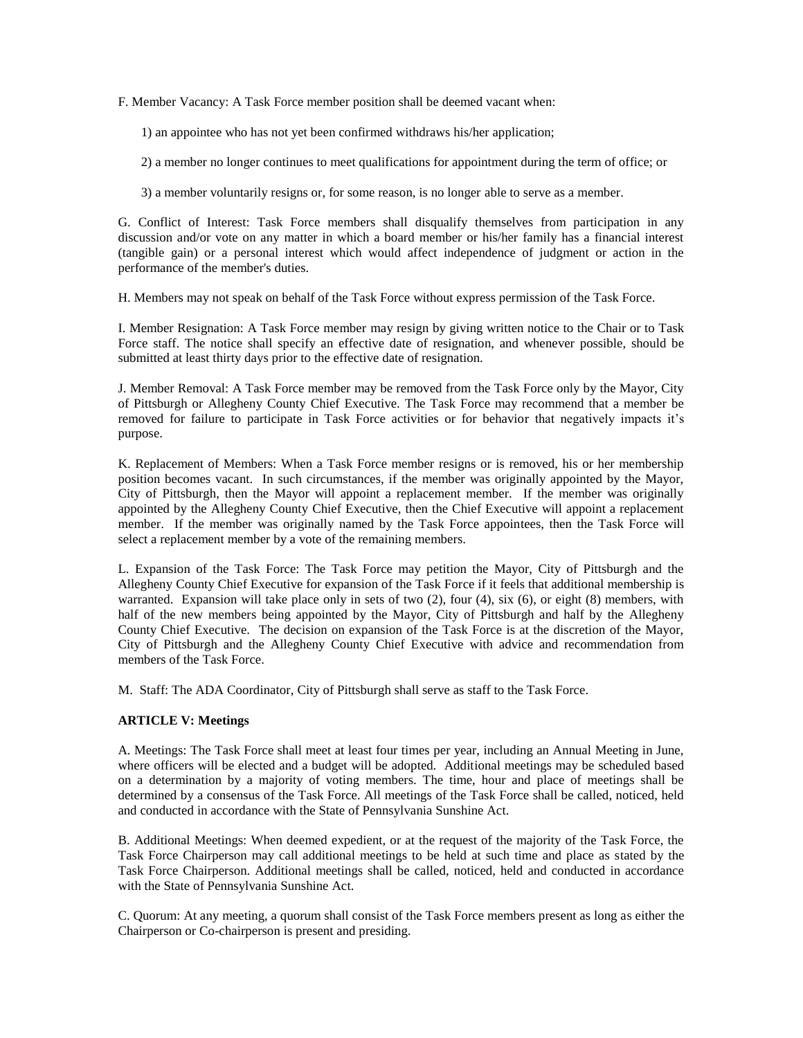F. Member Vacancy: A Task Force member position shall be deemed vacant when:

1) an appointee who has not yet been confirmed withdraws his/her application;

2) a member no longer continues to meet qualifications for appointment during the term of office; or

3) a member voluntarily resigns or, for some reason, is no longer able to serve as a member.

G. Conflict of Interest: Task Force members shall disqualify themselves from participation in any discussion and/or vote on any matter in which a board member or his/her family has a financial interest (tangible gain) or a personal interest which would affect independence of judgment or action in the performance of the member's duties.

H. Members may not speak on behalf of the Task Force without express permission of the Task Force.

I. Member Resignation: A Task Force member may resign by giving written notice to the Chair or to Task Force staff. The notice shall specify an effective date of resignation, and whenever possible, should be submitted at least thirty days prior to the effective date of resignation.

J. Member Removal: A Task Force member may be removed from the Task Force only by the Mayor, City of Pittsburgh or Allegheny County Chief Executive. The Task Force may recommend that a member be removed for failure to participate in Task Force activities or for behavior that negatively impacts it's purpose.

K. Replacement of Members: When a Task Force member resigns or is removed, his or her membership position becomes vacant. In such circumstances, if the member was originally appointed by the Mayor, City of Pittsburgh, then the Mayor will appoint a replacement member. If the member was originally appointed by the Allegheny County Chief Executive, then the Chief Executive will appoint a replacement member. If the member was originally named by the Task Force appointees, then the Task Force will select a replacement member by a vote of the remaining members.

L. Expansion of the Task Force: The Task Force may petition the Mayor, City of Pittsburgh and the Allegheny County Chief Executive for expansion of the Task Force if it feels that additional membership is warranted. Expansion will take place only in sets of two (2), four (4), six (6), or eight (8) members, with half of the new members being appointed by the Mayor, City of Pittsburgh and half by the Allegheny County Chief Executive. The decision on expansion of the Task Force is at the discretion of the Mayor, City of Pittsburgh and the Allegheny County Chief Executive with advice and recommendation from members of the Task Force.

M. Staff: The ADA Coordinator, City of Pittsburgh shall serve as staff to the Task Force.

**ARTICLE V: Meetings**

A. Meetings: The Task Force shall meet at least four times per year, including an Annual Meeting in June, where officers will be elected and a budget will be adopted. Additional meetings may be scheduled based on a determination by a majority of voting members. The time, hour and place of meetings shall be determined by a consensus of the Task Force. All meetings of the Task Force shall be called, noticed, held and conducted in accordance with the State of Pennsylvania Sunshine Act.

B. Additional Meetings: When deemed expedient, or at the request of the majority of the Task Force, the Task Force Chairperson may call additional meetings to be held at such time and place as stated by the Task Force Chairperson. Additional meetings shall be called, noticed, held and conducted in accordance with the State of Pennsylvania Sunshine Act.

C. Quorum: At any meeting, a quorum shall consist of the Task Force members present as long as either the Chairperson or Co-chairperson is present and presiding.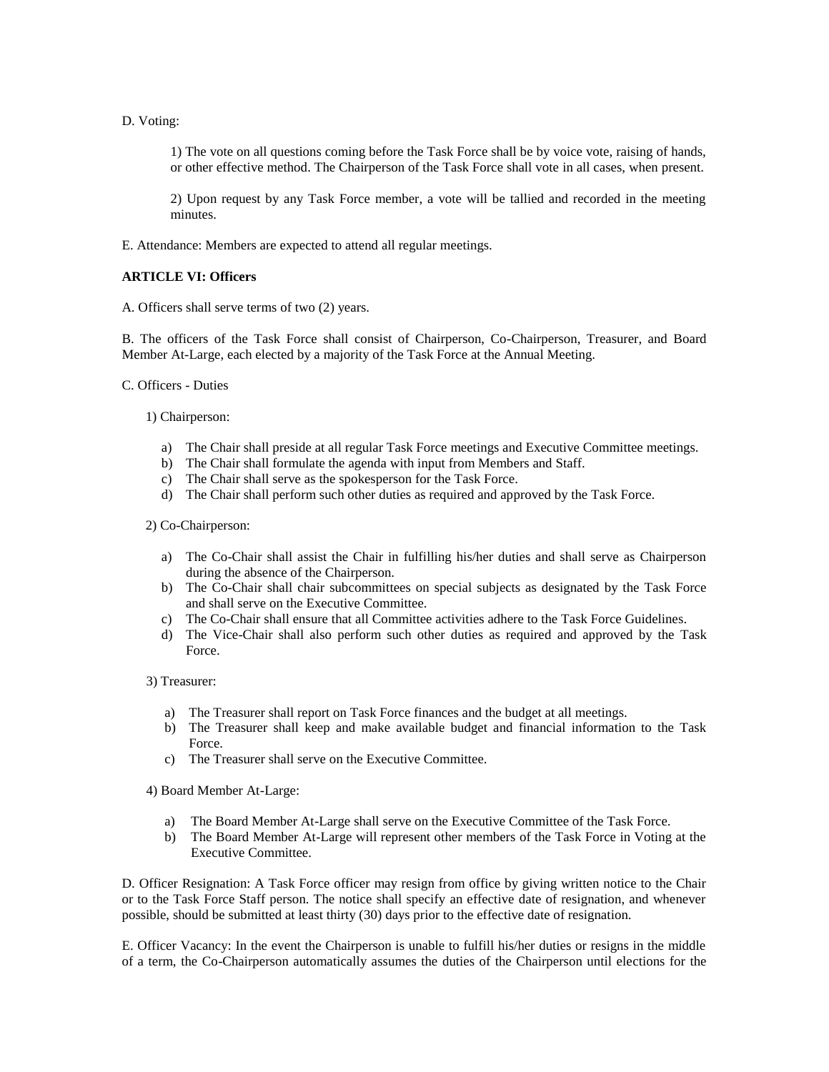D. Voting:

1) The vote on all questions coming before the Task Force shall be by voice vote, raising of hands, or other effective method. The Chairperson of the Task Force shall vote in all cases, when present.

2) Upon request by any Task Force member, a vote will be tallied and recorded in the meeting minutes.

E. Attendance: Members are expected to attend all regular meetings.

**ARTICLE VI: Officers**

A. Officers shall serve terms of two (2) years.

B. The officers of the Task Force shall consist of Chairperson, Co-Chairperson, Treasurer, and Board Member At-Large, each elected by a majority of the Task Force at the Annual Meeting.

C. Officers - Duties

1) Chairperson:

a) The Chair shall preside at all regular Task Force meetings and Executive Committee meetings.
b) The Chair shall formulate the agenda with input from Members and Staff.
c) The Chair shall serve as the spokesperson for the Task Force.
d) The Chair shall perform such other duties as required and approved by the Task Force.

2) Co-Chairperson:

a) The Co-Chair shall assist the Chair in fulfilling his/her duties and shall serve as Chairperson during the absence of the Chairperson.
b) The Co-Chair shall chair subcommittees on special subjects as designated by the Task Force and shall serve on the Executive Committee.
c) The Co-Chair shall ensure that all Committee activities adhere to the Task Force Guidelines.
d) The Vice-Chair shall also perform such other duties as required and approved by the Task Force.

3) Treasurer:

a) The Treasurer shall report on Task Force finances and the budget at all meetings.
b) The Treasurer shall keep and make available budget and financial information to the Task Force.
c) The Treasurer shall serve on the Executive Committee.

4) Board Member At-Large:

a) The Board Member At-Large shall serve on the Executive Committee of the Task Force.
b) The Board Member At-Large will represent other members of the Task Force in Voting at the Executive Committee.

D. Officer Resignation: A Task Force officer may resign from office by giving written notice to the Chair or to the Task Force Staff person. The notice shall specify an effective date of resignation, and whenever possible, should be submitted at least thirty (30) days prior to the effective date of resignation.

E. Officer Vacancy: In the event the Chairperson is unable to fulfill his/her duties or resigns in the middle of a term, the Co-Chairperson automatically assumes the duties of the Chairperson until elections for the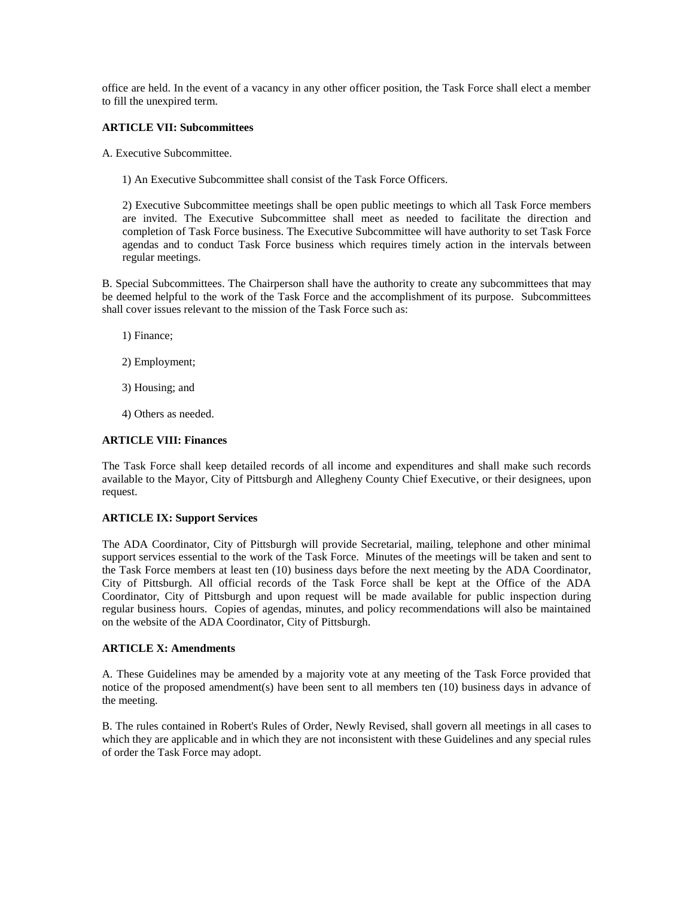office are held. In the event of a vacancy in any other officer position, the Task Force shall elect a member to fill the unexpired term.

**ARTICLE VII: Subcommittees**

A. Executive Subcommittee.

1) An Executive Subcommittee shall consist of the Task Force Officers.

2) Executive Subcommittee meetings shall be open public meetings to which all Task Force members are invited. The Executive Subcommittee shall meet as needed to facilitate the direction and completion of Task Force business. The Executive Subcommittee will have authority to set Task Force agendas and to conduct Task Force business which requires timely action in the intervals between regular meetings.

B. Special Subcommittees. The Chairperson shall have the authority to create any subcommittees that may be deemed helpful to the work of the Task Force and the accomplishment of its purpose. Subcommittees shall cover issues relevant to the mission of the Task Force such as:

1) Finance;

2) Employment;

3) Housing; and

4) Others as needed.

**ARTICLE VIII: Finances**

The Task Force shall keep detailed records of all income and expenditures and shall make such records available to the Mayor, City of Pittsburgh and Allegheny County Chief Executive, or their designees, upon request.

**ARTICLE IX: Support Services**

The ADA Coordinator, City of Pittsburgh will provide Secretarial, mailing, telephone and other minimal support services essential to the work of the Task Force. Minutes of the meetings will be taken and sent to the Task Force members at least ten (10) business days before the next meeting by the ADA Coordinator, City of Pittsburgh. All official records of the Task Force shall be kept at the Office of the ADA Coordinator, City of Pittsburgh and upon request will be made available for public inspection during regular business hours. Copies of agendas, minutes, and policy recommendations will also be maintained on the website of the ADA Coordinator, City of Pittsburgh.

**ARTICLE X: Amendments**

A. These Guidelines may be amended by a majority vote at any meeting of the Task Force provided that notice of the proposed amendment(s) have been sent to all members ten (10) business days in advance of the meeting.

B. The rules contained in Robert's Rules of Order, Newly Revised, shall govern all meetings in all cases to which they are applicable and in which they are not inconsistent with these Guidelines and any special rules of order the Task Force may adopt.